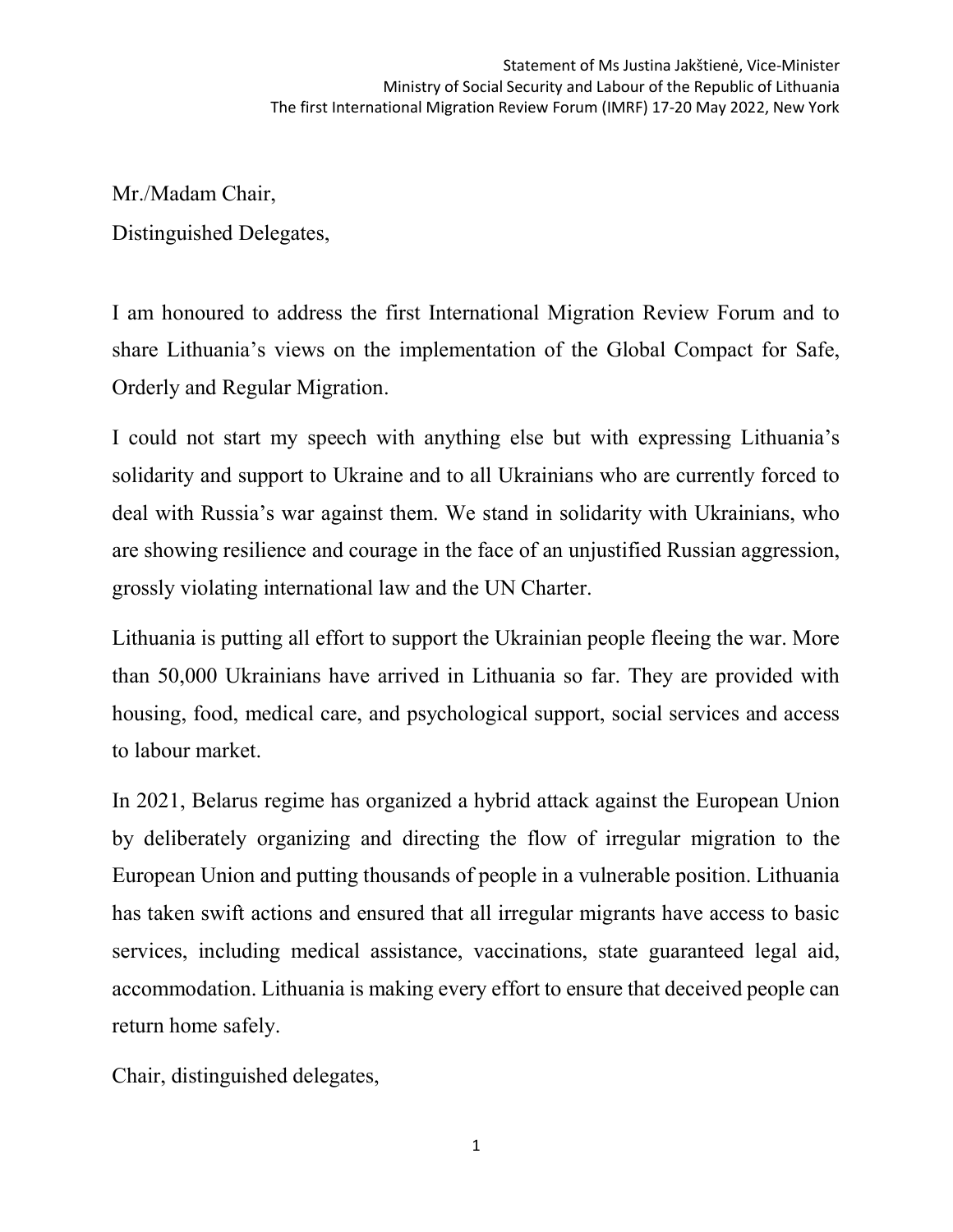Statement of Ms Justina Jakštienė, Vice-Minister
Ministry of Social Security and Labour of the Republic of Lithuania
The first International Migration Review Forum (IMRF) 17-20 May 2022, New York

Mr./Madam Chair,

Distinguished Delegates,

I am honoured to address the first International Migration Review Forum and to share Lithuania's views on the implementation of the Global Compact for Safe, Orderly and Regular Migration.

I could not start my speech with anything else but with expressing Lithuania's solidarity and support to Ukraine and to all Ukrainians who are currently forced to deal with Russia's war against them. We stand in solidarity with Ukrainians, who are showing resilience and courage in the face of an unjustified Russian aggression, grossly violating international law and the UN Charter.

Lithuania is putting all effort to support the Ukrainian people fleeing the war. More than 50,000 Ukrainians have arrived in Lithuania so far. They are provided with housing, food, medical care, and psychological support, social services and access to labour market.

In 2021, Belarus regime has organized a hybrid attack against the European Union by deliberately organizing and directing the flow of irregular migration to the European Union and putting thousands of people in a vulnerable position. Lithuania has taken swift actions and ensured that all irregular migrants have access to basic services, including medical assistance, vaccinations, state guaranteed legal aid, accommodation. Lithuania is making every effort to ensure that deceived people can return home safely.

Chair, distinguished delegates,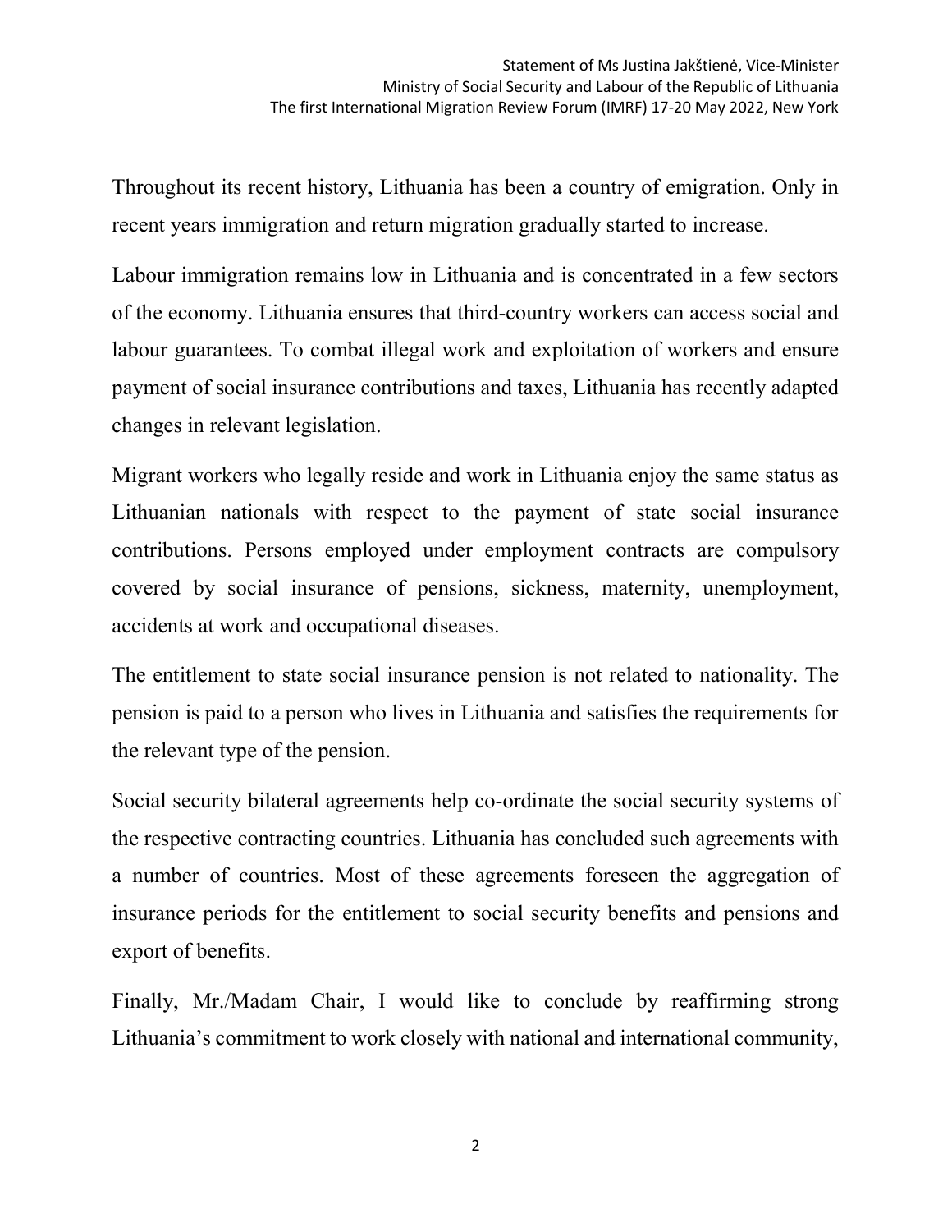Throughout its recent history, Lithuania has been a country of emigration. Only in recent years immigration and return migration gradually started to increase.

Labour immigration remains low in Lithuania and is concentrated in a few sectors of the economy. Lithuania ensures that third-country workers can access social and labour guarantees. To combat illegal work and exploitation of workers and ensure payment of social insurance contributions and taxes, Lithuania has recently adapted changes in relevant legislation.

Migrant workers who legally reside and work in Lithuania enjoy the same status as Lithuanian nationals with respect to the payment of state social insurance contributions. Persons employed under employment contracts are compulsory covered by social insurance of pensions, sickness, maternity, unemployment, accidents at work and occupational diseases.

The entitlement to state social insurance pension is not related to nationality. The pension is paid to a person who lives in Lithuania and satisfies the requirements for the relevant type of the pension.

Social security bilateral agreements help co-ordinate the social security systems of the respective contracting countries. Lithuania has concluded such agreements with a number of countries. Most of these agreements foreseen the aggregation of insurance periods for the entitlement to social security benefits and pensions and export of benefits.

Finally, Mr./Madam Chair, I would like to conclude by reaffirming strong Lithuania's commitment to work closely with national and international community,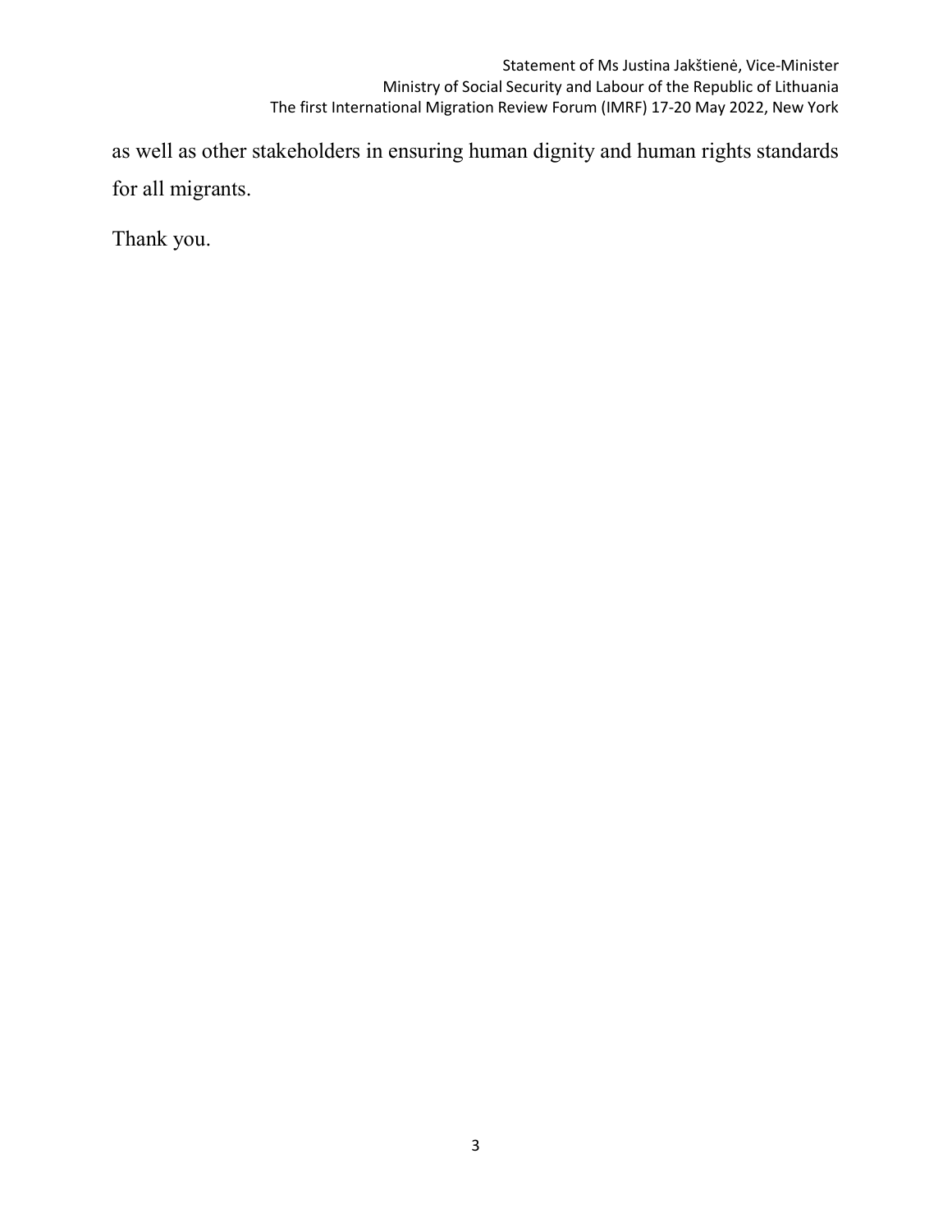as well as other stakeholders in ensuring human dignity and human rights standards for all migrants.

Thank you.